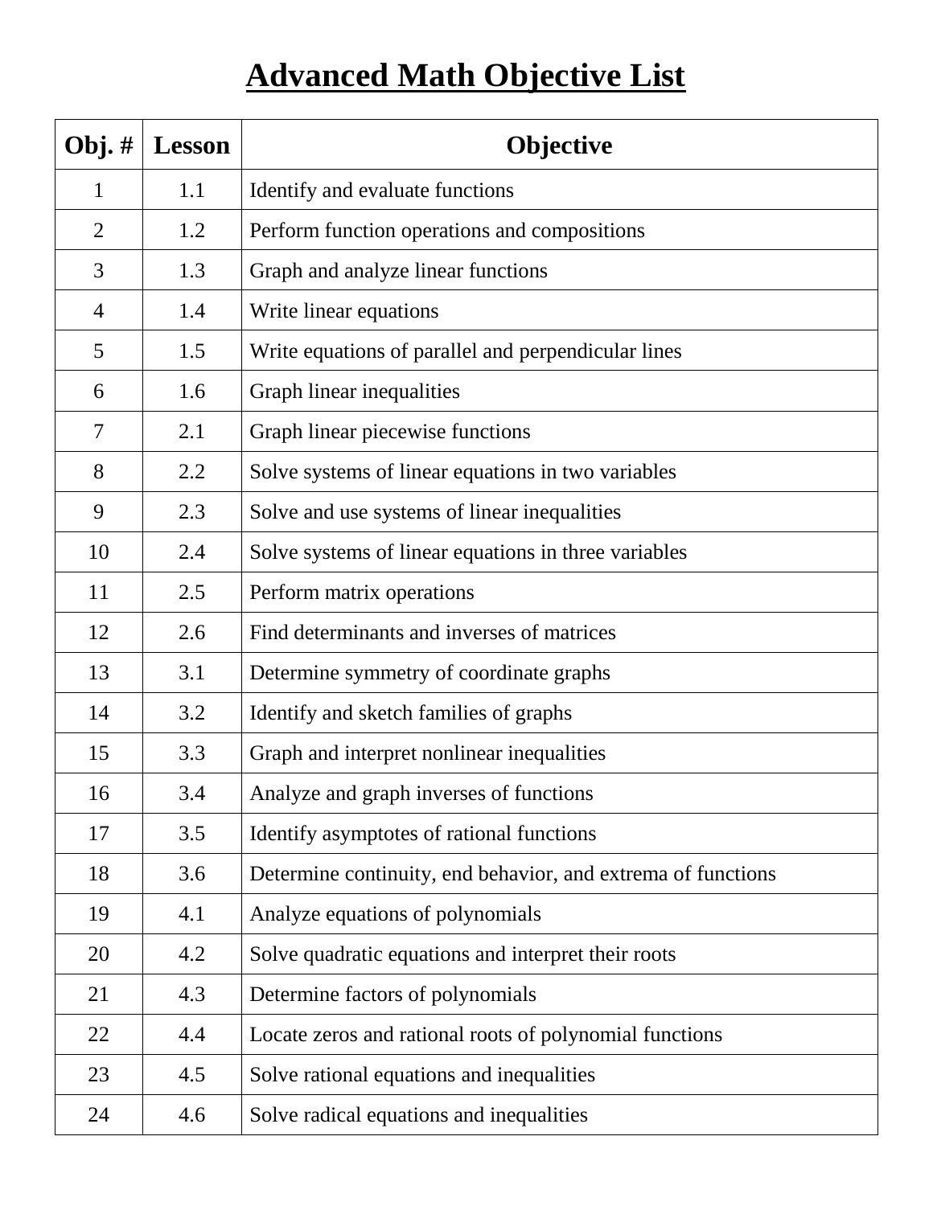# Advanced Math Objective List

| Obj. # | Lesson | Objective |
|---|---|---|
| 1 | 1.1 | Identify and evaluate functions |
| 2 | 1.2 | Perform function operations and compositions |
| 3 | 1.3 | Graph and analyze linear functions |
| 4 | 1.4 | Write linear equations |
| 5 | 1.5 | Write equations of parallel and perpendicular lines |
| 6 | 1.6 | Graph linear inequalities |
| 7 | 2.1 | Graph linear piecewise functions |
| 8 | 2.2 | Solve systems of linear equations in two variables |
| 9 | 2.3 | Solve and use systems of linear inequalities |
| 10 | 2.4 | Solve systems of linear equations in three variables |
| 11 | 2.5 | Perform matrix operations |
| 12 | 2.6 | Find determinants and inverses of matrices |
| 13 | 3.1 | Determine symmetry of coordinate graphs |
| 14 | 3.2 | Identify and sketch families of graphs |
| 15 | 3.3 | Graph and interpret nonlinear inequalities |
| 16 | 3.4 | Analyze and graph inverses of functions |
| 17 | 3.5 | Identify asymptotes of rational functions |
| 18 | 3.6 | Determine continuity, end behavior, and extrema of functions |
| 19 | 4.1 | Analyze equations of polynomials |
| 20 | 4.2 | Solve quadratic equations and interpret their roots |
| 21 | 4.3 | Determine factors of polynomials |
| 22 | 4.4 | Locate zeros and rational roots of polynomial functions |
| 23 | 4.5 | Solve rational equations and inequalities |
| 24 | 4.6 | Solve radical equations and inequalities |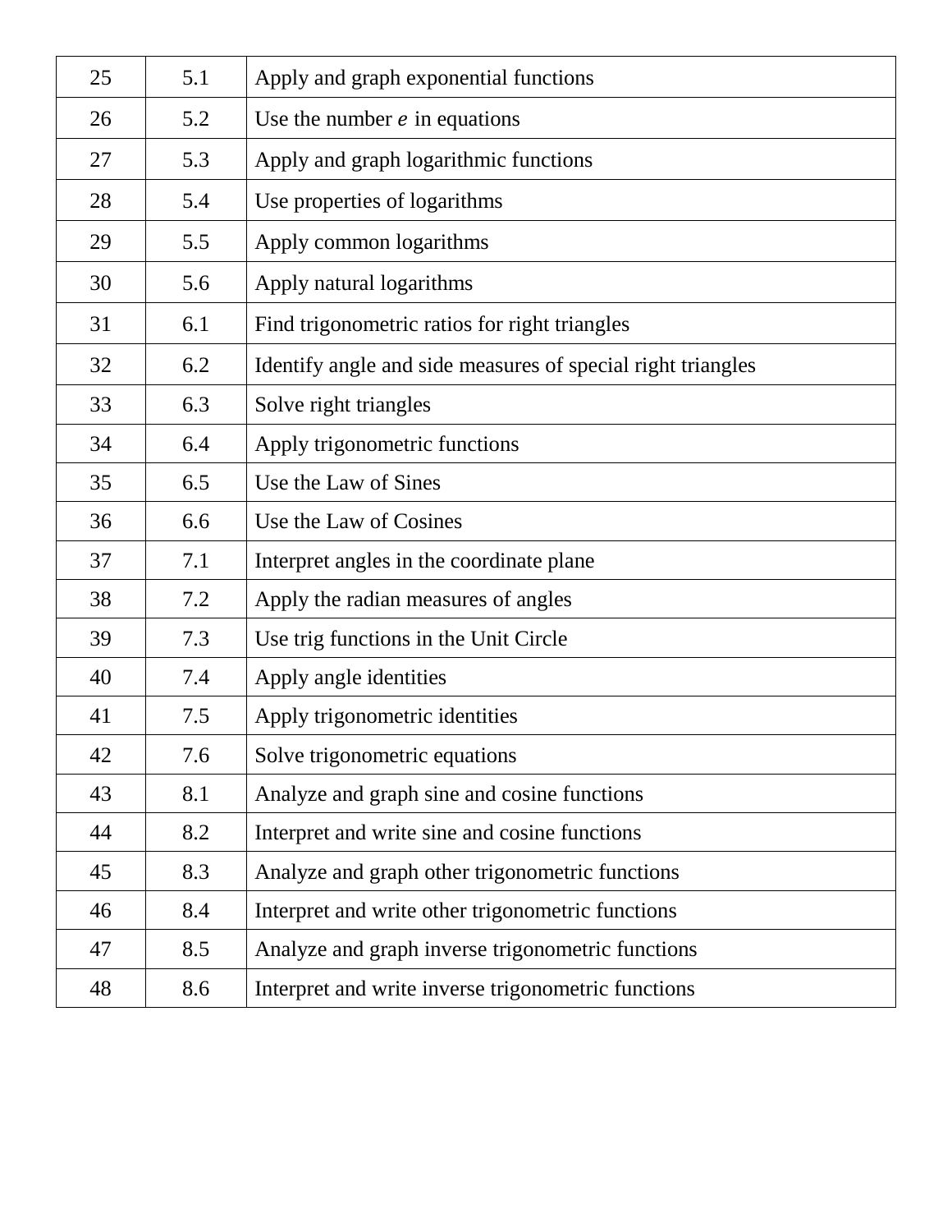| | | |
|---|---|---|
| 25 | 5.1 | Apply and graph exponential functions |
| 26 | 5.2 | Use the number $e$ in equations |
| 27 | 5.3 | Apply and graph logarithmic functions |
| 28 | 5.4 | Use properties of logarithms |
| 29 | 5.5 | Apply common logarithms |
| 30 | 5.6 | Apply natural logarithms |
| 31 | 6.1 | Find trigonometric ratios for right triangles |
| 32 | 6.2 | Identify angle and side measures of special right triangles |
| 33 | 6.3 | Solve right triangles |
| 34 | 6.4 | Apply trigonometric functions |
| 35 | 6.5 | Use the Law of Sines |
| 36 | 6.6 | Use the Law of Cosines |
| 37 | 7.1 | Interpret angles in the coordinate plane |
| 38 | 7.2 | Apply the radian measures of angles |
| 39 | 7.3 | Use trig functions in the Unit Circle |
| 40 | 7.4 | Apply angle identities |
| 41 | 7.5 | Apply trigonometric identities |
| 42 | 7.6 | Solve trigonometric equations |
| 43 | 8.1 | Analyze and graph sine and cosine functions |
| 44 | 8.2 | Interpret and write sine and cosine functions |
| 45 | 8.3 | Analyze and graph other trigonometric functions |
| 46 | 8.4 | Interpret and write other trigonometric functions |
| 47 | 8.5 | Analyze and graph inverse trigonometric functions |
| 48 | 8.6 | Interpret and write inverse trigonometric functions |